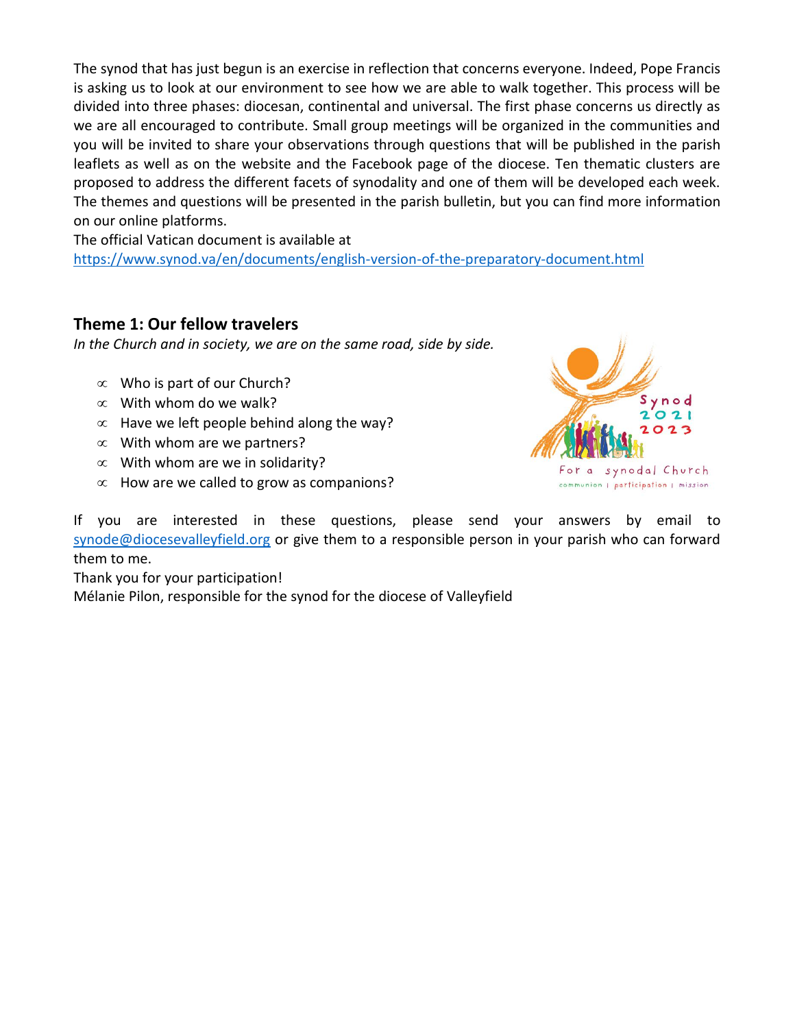The synod that has just begun is an exercise in reflection that concerns everyone. Indeed, Pope Francis is asking us to look at our environment to see how we are able to walk together. This process will be divided into three phases: diocesan, continental and universal. The first phase concerns us directly as we are all encouraged to contribute. Small group meetings will be organized in the communities and you will be invited to share your observations through questions that will be published in the parish leaflets as well as on the website and the Facebook page of the diocese. Ten thematic clusters are proposed to address the different facets of synodality and one of them will be developed each week. The themes and questions will be presented in the parish bulletin, but you can find more information on our online platforms.

The official Vatican document is available at [https://www.synod.va/en/documents/english-version-of-the-preparatory-document.html](https://www.synod.va/en/documents/english-version-of-the-preparatory-document.html)

## Theme 1: Our fellow travelers

*In the Church and in society, we are on the same road, side by side.*

- Who is part of our Church?
- With whom do we walk?
- Have we left people behind along the way?
- With whom are we partners?
- With whom are we in solidarity?
- How are we called to grow as companions?

Synod 2021 2023

For a synodal Church

communion | participation | mission

If you are interested in these questions, please send your answers by email to [synode@diocesevalleyfield.org](mailto:synode@diocesevalleyfield.org) or give them to a responsible person in your parish who can forward them to me.

Thank you for your participation!

Mélanie Pilon, responsible for the synod for the diocese of Valleyfield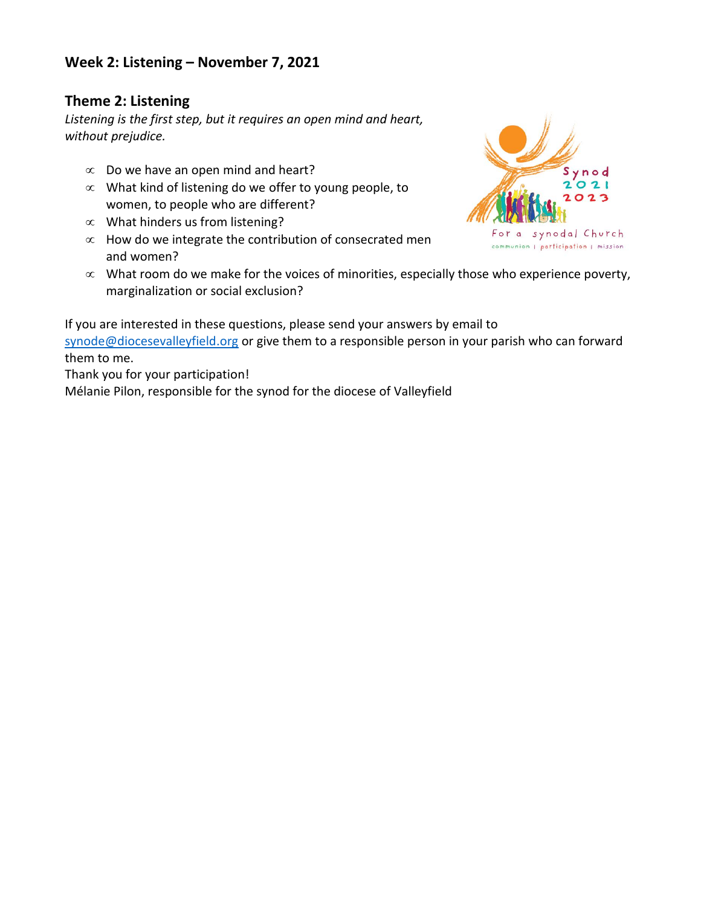## Week 2: Listening – November 7, 2021

## Theme 2: Listening

*Listening is the first step, but it requires an open mind and heart, without prejudice.*

- Do we have an open mind and heart?
- What kind of listening do we offer to young people, to women, to people who are different?
- What hinders us from listening?
- How do we integrate the contribution of consecrated men and women?
- What room do we make for the voices of minorities, especially those who experience poverty, marginalization or social exclusion?

If you are interested in these questions, please send your answers by email to synode@diocesevalleyfield.org or give them to a responsible person in your parish who can forward them to me.

Thank you for your participation!

Mélanie Pilon, responsible for the synod for the diocese of Valleyfield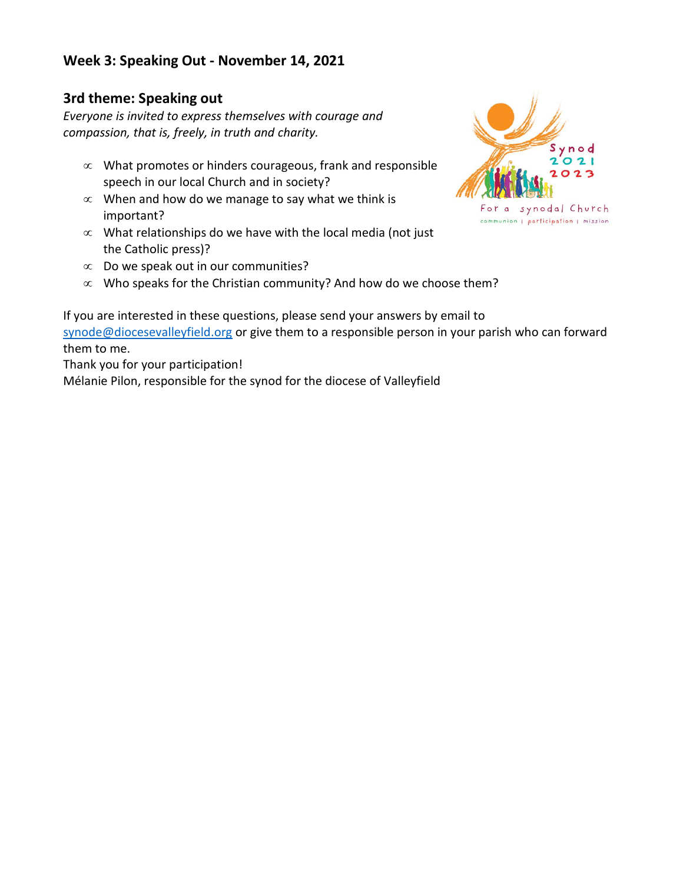## Week 3: Speaking Out - November 14, 2021

### 3rd theme: Speaking out

*Everyone is invited to express themselves with courage and compassion, that is, freely, in truth and charity.*

- What promotes or hinders courageous, frank and responsible speech in our local Church and in society?
- When and how do we manage to say what we think is important?
- What relationships do we have with the local media (not just the Catholic press)?
- Do we speak out in our communities?
- Who speaks for the Christian community? And how do we choose them?

If you are interested in these questions, please send your answers by email to [synode@diocesevalleyfield.org](mailto:synode@diocesevalleyfield.org) or give them to a responsible person in your parish who can forward them to me.

Thank you for your participation!

Mélanie Pilon, responsible for the synod for the diocese of Valleyfield